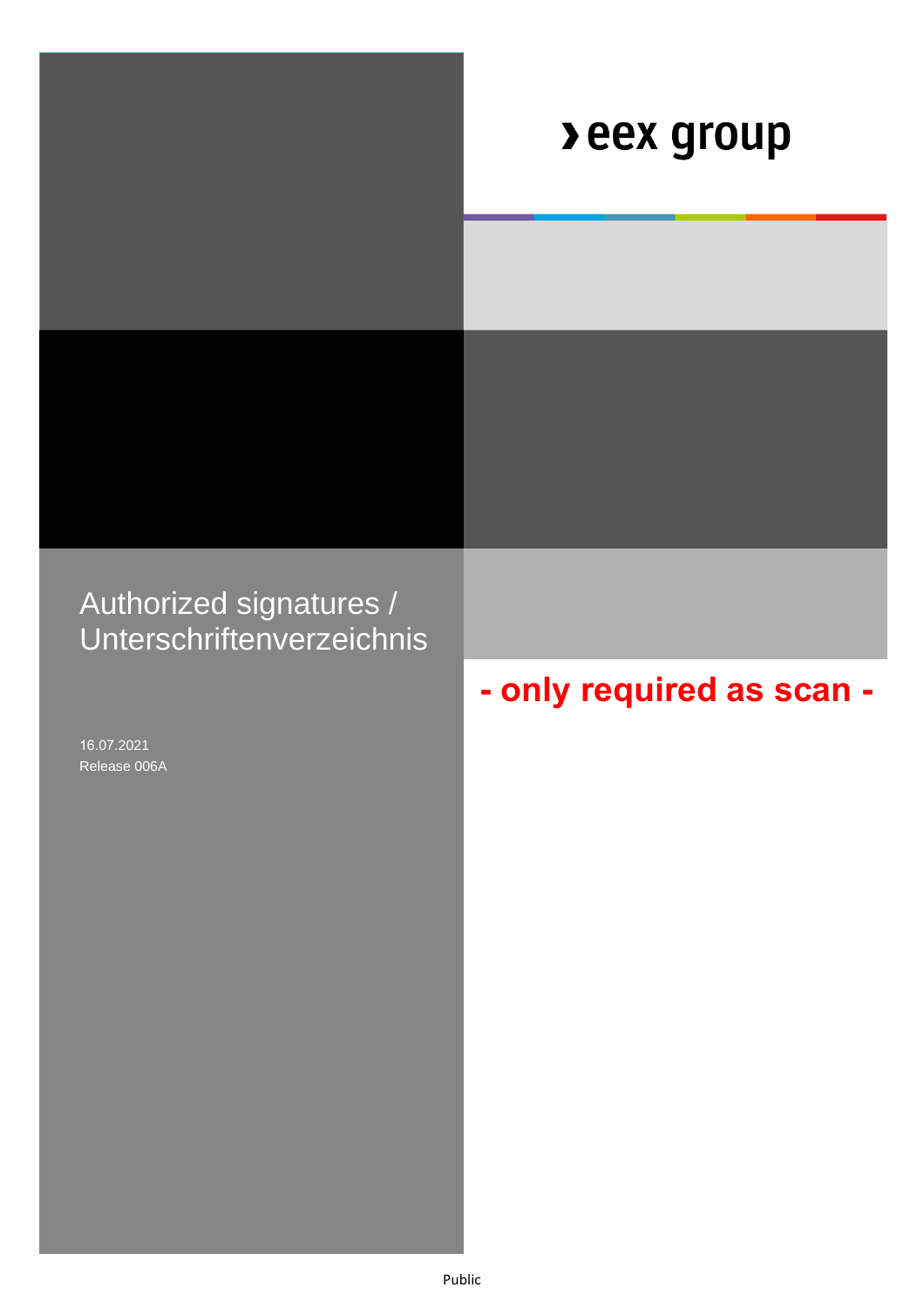› eex group

# Authorized signatures / Unterschriftenverzeichnis

**- only required as scan -**

16.07.2021
Release 006A

Public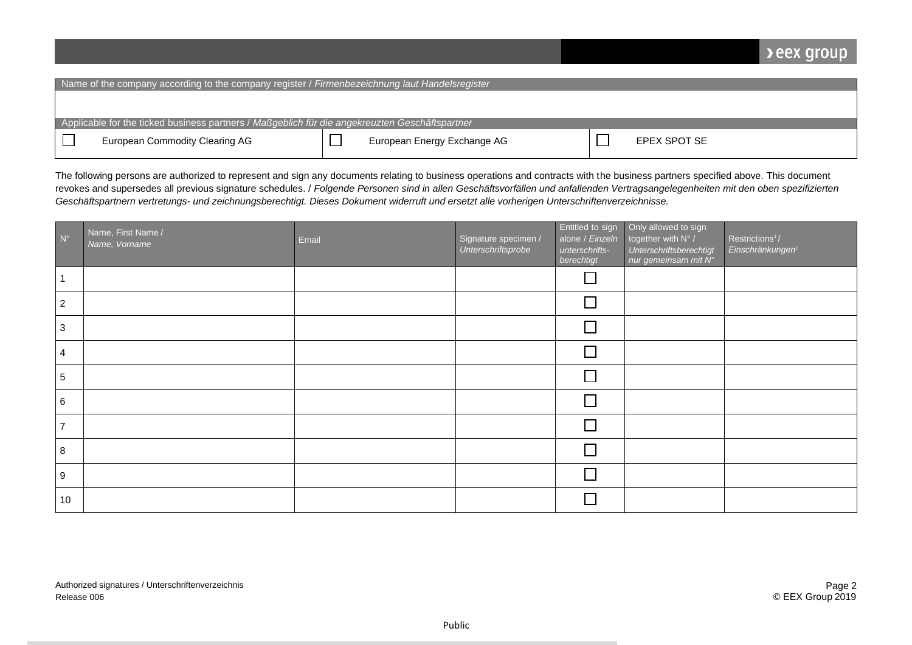| Name of the company according to the company register / *Firmenbezeichnung laut Handelsregister* | | |
|---|---|---|
| | | |
| **Applicable for the ticked business partners / *Maßgeblich für die angekreuzten Geschäftspartner*** | | |
| ☐ European Commodity Clearing AG | ☐ European Energy Exchange AG | ☐ EPEX SPOT SE |

The following persons are authorized to represent and sign any documents relating to business operations and contracts with the business partners specified above. This document revokes and supersedes all previous signature schedules. / *Folgende Personen sind in allen Geschäftsvorfällen und anfallenden Vertragsangelegenheiten mit den oben spezifizierten Geschäftspartnern vertretungs- und zeichnungsberechtigt. Dieses Dokument widerruft und ersetzt alle vorherigen Unterschriftenverzeichnisse.*

| N° | Name, First Name / *Name, Vorname* | Email | Signature specimen / *Unterschriftsprobe* | Entitled to sign alone / *Einzeln unterschrifts-berechtigt* | Only allowed to sign together with N° / *Unterschriftsberechtigt nur gemeinsam mit N°* | Restrictions[1] / *Einschränkungen*[1] |
|---|---|---|---|---|---|---|
| 1 | | | | ☐ | | |
| 2 | | | | ☐ | | |
| 3 | | | | ☐ | | |
| 4 | | | | ☐ | | |
| 5 | | | | ☐ | | |
| 6 | | | | ☐ | | |
| 7 | | | | ☐ | | |
| 8 | | | | ☐ | | |
| 9 | | | | ☐ | | |
| 10 | | | | ☐ | | |

Authorized signatures / Unterschriftenverzeichnis
Release 006

© EEX Group 2019

Public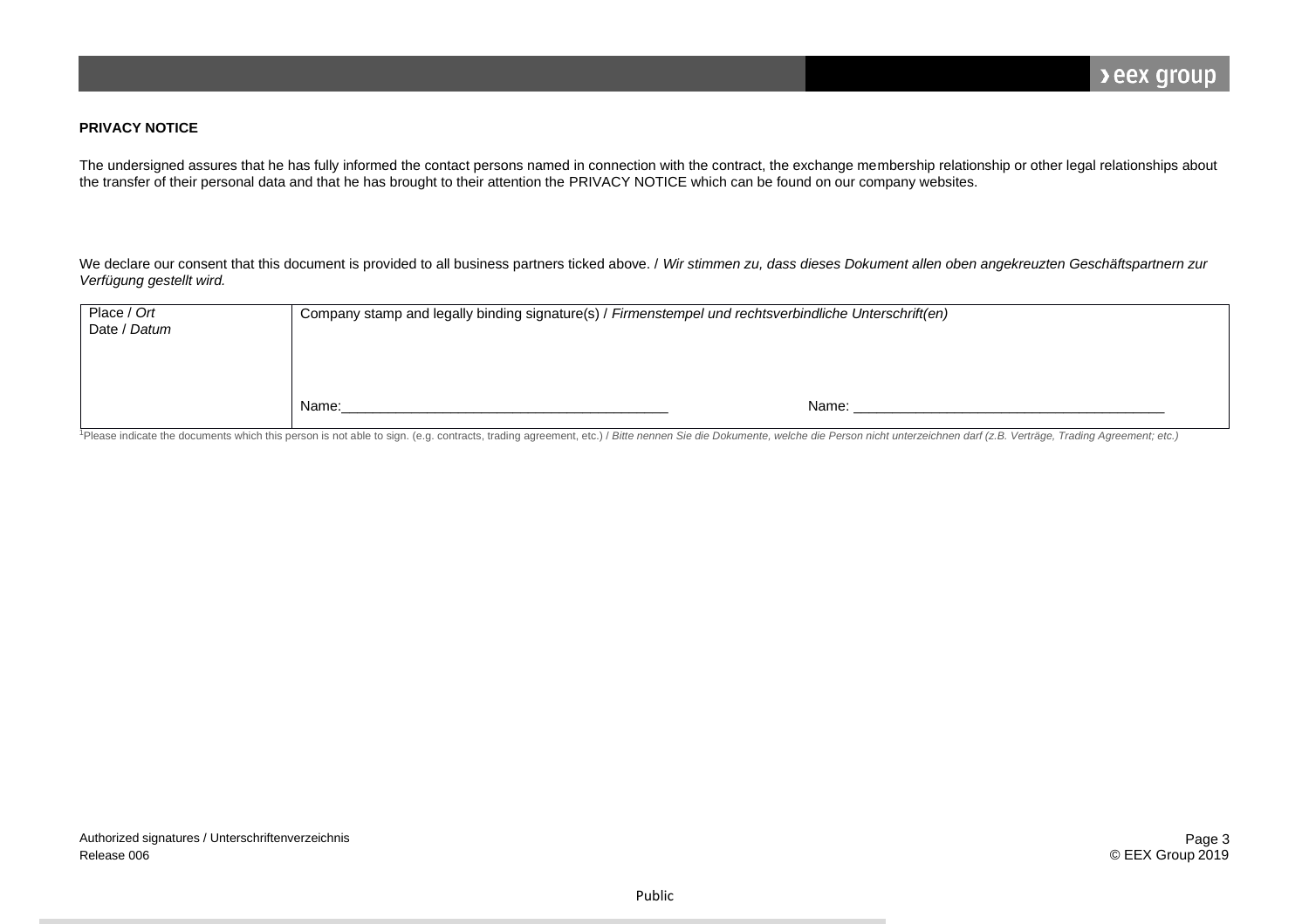**PRIVACY NOTICE**

The undersigned assures that he has fully informed the contact persons named in connection with the contract, the exchange membership relationship or other legal relationships about the transfer of their personal data and that he has brought to their attention the PRIVACY NOTICE which can be found on our company websites.

We declare our consent that this document is provided to all business partners ticked above. / *Wir stimmen zu, dass dieses Dokument allen oben angekreuzten Geschäftspartnern zur Verfügung gestellt wird.*

| Place / *Ort*<br>Date / *Datum* | Company stamp and legally binding signature(s) / *Firmenstempel und rechtsverbindliche Unterschrift(en)*<br><br><br>Name:_________________________________________ Name: _________________________________________ |
|---|---|

[1]Please indicate the documents which this person is not able to sign. (e.g. contracts, trading agreement, etc.) / *Bitte nennen Sie die Dokumente, welche die Person nicht unterzeichnen darf (z.B. Verträge, Trading Agreement; etc.)*

Authorized signatures / Unterschriftenverzeichnis
Release 006

© EEX Group 2019

Public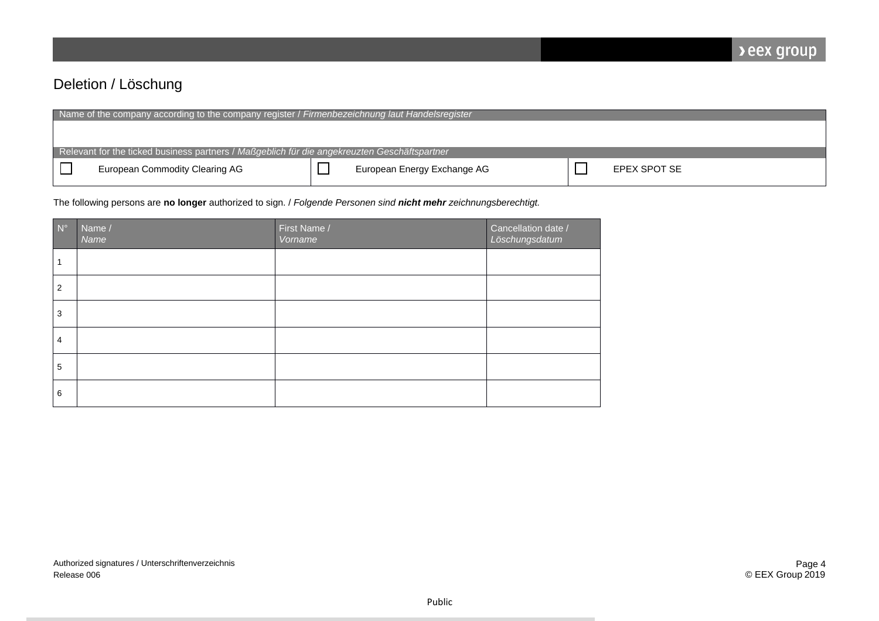## Deletion / Löschung

| Name of the company according to the company register / *Firmenbezeichnung laut Handelsregister* | | |
|---|---|---|
| | | |
| Relevant for the ticked business partners / *Maßgeblich für die angekreuzten Geschäftspartner* | | |
| ☐ European Commodity Clearing AG | ☐ European Energy Exchange AG | ☐ EPEX SPOT SE |

The following persons are **no longer** authorized to sign. / *Folgende Personen sind **nicht mehr** zeichnungsberechtigt.*

| N° | Name / *Name* | First Name / *Vorname* | Cancellation date / *Löschungsdatum* |
|---|---|---|---|
| 1 | | | |
| 2 | | | |
| 3 | | | |
| 4 | | | |
| 5 | | | |
| 6 | | | |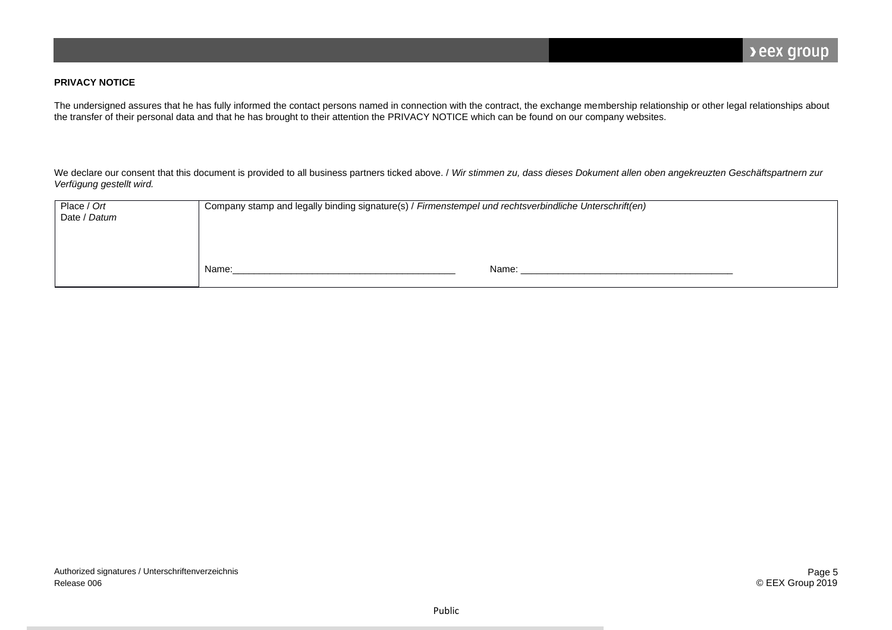**PRIVACY NOTICE**

The undersigned assures that he has fully informed the contact persons named in connection with the contract, the exchange membership relationship or other legal relationships about the transfer of their personal data and that he has brought to their attention the PRIVACY NOTICE which can be found on our company websites.

We declare our consent that this document is provided to all business partners ticked above. / *Wir stimmen zu, dass dieses Dokument allen oben angekreuzten Geschäftspartnern zur Verfügung gestellt wird.*

| | |
|---|---|
| Place / *Ort*<br>Date / *Datum* | Company stamp and legally binding signature(s) / *Firmenstempel und rechtsverbindliche Unterschrift(en)*<br><br><br>Name:\_\_\_\_\_\_\_\_\_\_\_\_\_\_\_\_\_\_\_\_\_\_\_\_\_\_\_\_\_\_\_\_\_\_\_\_\_\_\_\_ Name: \_\_\_\_\_\_\_\_\_\_\_\_\_\_\_\_\_\_\_\_\_\_\_\_\_\_\_\_\_\_\_\_\_\_\_\_\_\_\_ |